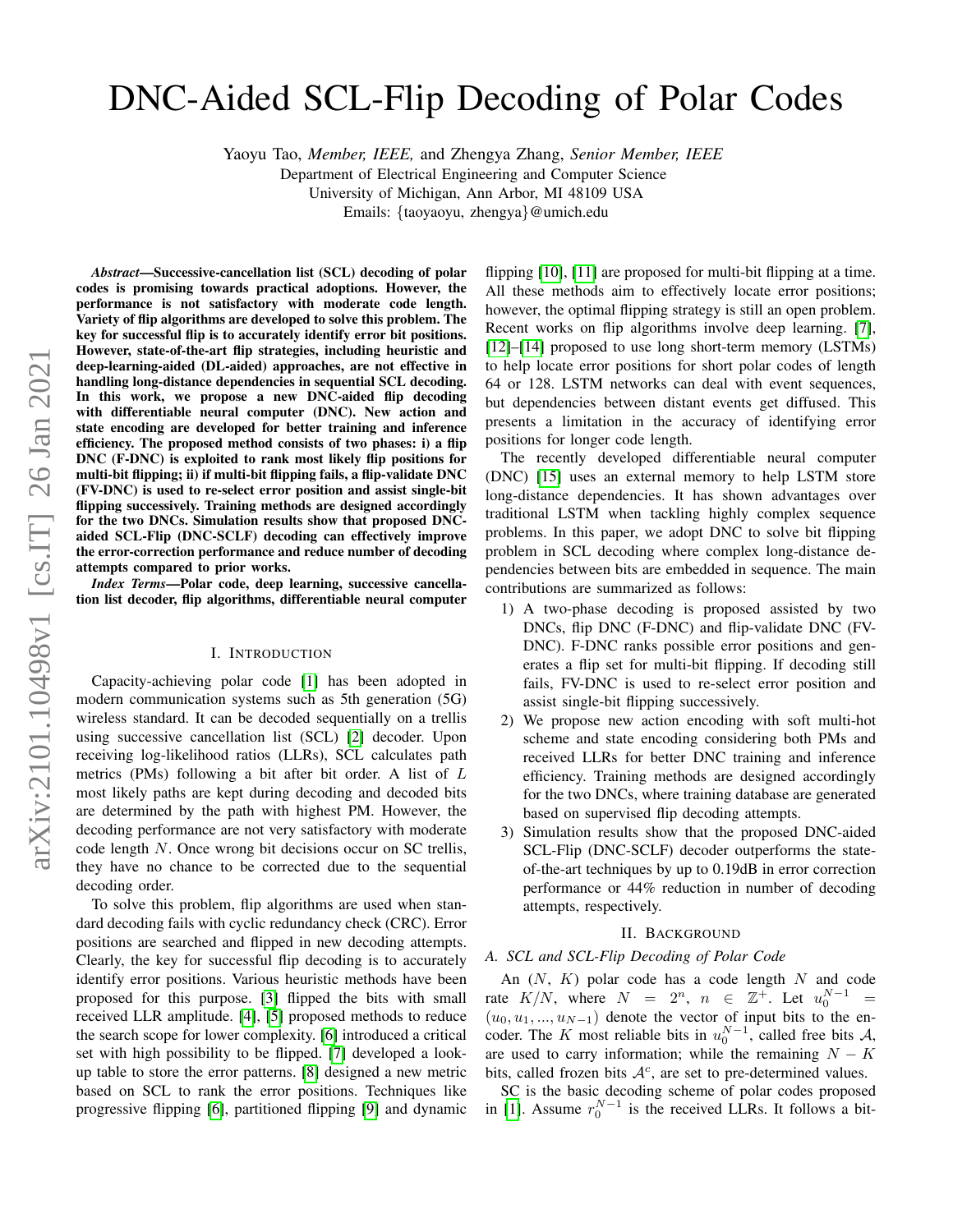# DNC-Aided SCL-Flip Decoding of Polar Codes

Yaoyu Tao, *Member, IEEE,* and Zhengya Zhang, *Senior Member, IEEE*

Department of Electrical Engineering and Computer Science
University of Michigan, Ann Arbor, MI 48109 USA
Emails: {taoyaoyu, zhengya}@umich.edu

***Abstract*—Successive-cancellation list (SCL) decoding of polar codes is promising towards practical adoptions. However, the performance is not satisfactory with moderate code length. Variety of flip algorithms are developed to solve this problem. The key for successful flip is to accurately identify error bit positions. However, state-of-the-art flip strategies, including heuristic and deep-learning-aided (DL-aided) approaches, are not effective in handling long-distance dependencies in sequential SCL decoding. In this work, we propose a new DNC-aided flip decoding with differentiable neural computer (DNC). New action and state encoding are developed for better training and inference efficiency. The proposed method consists of two phases: i) a flip DNC (F-DNC) is exploited to rank most likely flip positions for multi-bit flipping; ii) if multi-bit flipping fails, a flip-validate DNC (FV-DNC) is used to re-select error position and assist single-bit flipping successively. Training methods are designed accordingly for the two DNCs. Simulation results show that proposed DNC-aided SCL-Flip (DNC-SCLF) decoding can effectively improve the error-correction performance and reduce number of decoding attempts compared to prior works.**

***Index Terms*—Polar code, deep learning, successive cancellation list decoder, flip algorithms, differentiable neural computer**

## I. Introduction

Capacity-achieving polar code [1] has been adopted in modern communication systems such as 5th generation (5G) wireless standard. It can be decoded sequentially on a trellis using successive cancellation list (SCL) [2] decoder. Upon receiving log-likelihood ratios (LLRs), SCL calculates path metrics (PMs) following a bit after bit order. A list of $L$ most likely paths are kept during decoding and decoded bits are determined by the path with highest PM. However, the decoding performance are not very satisfactory with moderate code length $N$. Once wrong bit decisions occur on SC trellis, they have no chance to be corrected due to the sequential decoding order.

To solve this problem, flip algorithms are used when standard decoding fails with cyclic redundancy check (CRC). Error positions are searched and flipped in new decoding attempts. Clearly, the key for successful flip decoding is to accurately identify error positions. Various heuristic methods have been proposed for this purpose. [3] flipped the bits with small received LLR amplitude. [4], [5] proposed methods to reduce the search scope for lower complexity. [6] introduced a critical set with high possibility to be flipped. [7] developed a look-up table to store the error patterns. [8] designed a new metric based on SCL to rank the error positions. Techniques like progressive flipping [6], partitioned flipping [9] and dynamic flipping [10], [11] are proposed for multi-bit flipping at a time. All these methods aim to effectively locate error positions; however, the optimal flipping strategy is still an open problem. Recent works on flip algorithms involve deep learning. [7], [12]–[14] proposed to use long short-term memory (LSTMs) to help locate error positions for short polar codes of length 64 or 128. LSTM networks can deal with event sequences, but dependencies between distant events get diffused. This presents a limitation in the accuracy of identifying error positions for longer code length.

The recently developed differentiable neural computer (DNC) [15] uses an external memory to help LSTM store long-distance dependencies. It has shown advantages over traditional LSTM when tackling highly complex sequence problems. In this paper, we adopt DNC to solve bit flipping problem in SCL decoding where complex long-distance dependencies between bits are embedded in sequence. The main contributions are summarized as follows:

1) A two-phase decoding is proposed assisted by two DNCs, flip DNC (F-DNC) and flip-validate DNC (FV-DNC). F-DNC ranks possible error positions and generates a flip set for multi-bit flipping. If decoding still fails, FV-DNC is used to re-select error position and assist single-bit flipping successively.
2) We propose new action encoding with soft multi-hot scheme and state encoding considering both PMs and received LLRs for better DNC training and inference efficiency. Training methods are designed accordingly for the two DNCs, where training database are generated based on supervised flip decoding attempts.
3) Simulation results show that the proposed DNC-aided SCL-Flip (DNC-SCLF) decoder outperforms the state-of-the-art techniques by up to 0.19dB in error correction performance or 44% reduction in number of decoding attempts, respectively.

## II. Background

### A. SCL and SCL-Flip Decoding of Polar Code

An ($N$, $K$) polar code has a code length $N$ and code rate $K/N$, where $N = 2^n$, $n \in \mathbb{Z}^+$. Let $u_0^{N-1} = (u_0, u_1, ..., u_{N-1})$ denote the vector of input bits to the encoder. The $K$ most reliable bits in $u_0^{N-1}$, called free bits $\mathcal{A}$, are used to carry information; while the remaining $N-K$ bits, called frozen bits $\mathcal{A}^c$, are set to pre-determined values.

SC is the basic decoding scheme of polar codes proposed in [1]. Assume $r_0^{N-1}$ is the received LLRs. It follows a bit-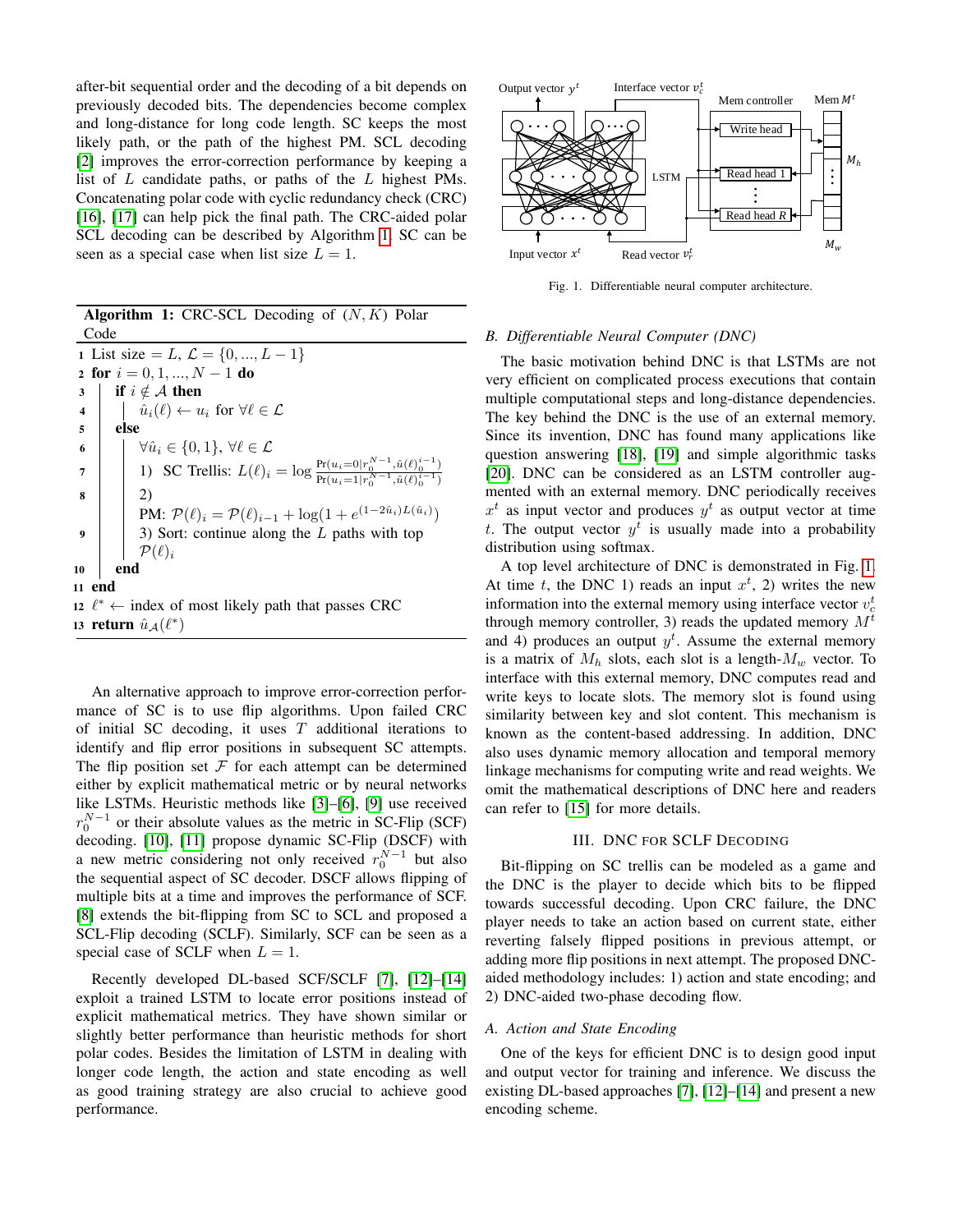after-bit sequential order and the decoding of a bit depends on previously decoded bits. The dependencies become complex and long-distance for long code length. SC keeps the most likely path, or the path of the highest PM. SCL decoding [2] improves the error-correction performance by keeping a list of $L$ candidate paths, or paths of the $L$ highest PMs. Concatenating polar code with cyclic redundancy check (CRC) [16], [17] can help pick the final path. The CRC-aided polar SCL decoding can be described by Algorithm 1. SC can be seen as a special case when list size $L = 1$.

**Algorithm 1:** CRC-SCL Decoding of $(N, K)$ Polar Code

```
1  List size = L, 𝓛 = {0, ..., L − 1}
2  for i = 0, 1, ..., N − 1 do
3  |  if i ∉ 𝓐 then
4  |  |  û_i(ℓ) ← u_i for ∀ℓ ∈ 𝓛
5  |  else
6  |  |  ∀û_i ∈ {0, 1}, ∀ℓ ∈ 𝓛
7  |  |  1) SC Trellis: L(ℓ)_i = log [Pr(u_i=0 | r_0^{N−1}, û(ℓ)_0^{i−1}) / Pr(u_i=1 | r_0^{N−1}, û(ℓ)_0^{i−1})]
8  |  |  2) PM: 𝓟(ℓ)_i = 𝓟(ℓ)_{i−1} + log(1 + e^{(1−2û_i)L(û_i)})
9  |  |  3) Sort: continue along the L paths with top 𝓟(ℓ)_i
10 |  end
11 end
12 ℓ* ← index of most likely path that passes CRC
13 return û_𝓐(ℓ*)
```

An alternative approach to improve error-correction performance of SC is to use flip algorithms. Upon failed CRC of initial SC decoding, it uses $T$ additional iterations to identify and flip error positions in subsequent SC attempts. The flip position set $\mathcal{F}$ for each attempt can be determined either by explicit mathematical metric or by neural networks like LSTMs. Heuristic methods like [3]–[6], [9] use received $r_0^{N-1}$ or their absolute values as the metric in SC-Flip (SCF) decoding. [10], [11] propose dynamic SC-Flip (DSCF) with a new metric considering not only received $r_0^{N-1}$ but also the sequential aspect of SC decoder. DSCF allows flipping of multiple bits at a time and improves the performance of SCF. [8] extends the bit-flipping from SC to SCL and proposed a SCL-Flip decoding (SCLF). Similarly, SCF can be seen as a special case of SCLF when $L = 1$.

Recently developed DL-based SCF/SCLF [7], [12]–[14] exploit a trained LSTM to locate error positions instead of explicit mathematical metrics. They have shown similar or slightly better performance than heuristic methods for short polar codes. Besides the limitation of LSTM in dealing with longer code length, the action and state encoding as well as good training strategy are also crucial to achieve good performance.

Fig. 1. Differentiable neural computer architecture.

### B. Differentiable Neural Computer (DNC)

The basic motivation behind DNC is that LSTMs are not very efficient on complicated process executions that contain multiple computational steps and long-distance dependencies. The key behind the DNC is the use of an external memory. Since its invention, DNC has found many applications like question answering [18], [19] and simple algorithmic tasks [20]. DNC can be considered as an LSTM controller augmented with an external memory. DNC periodically receives $x^t$ as input vector and produces $y^t$ as output vector at time $t$. The output vector $y^t$ is usually made into a probability distribution using softmax.

A top level architecture of DNC is demonstrated in Fig. 1. At time $t$, the DNC 1) reads an input $x^t$, 2) writes the new information into the external memory using interface vector $v_c^t$ through memory controller, 3) reads the updated memory $M^t$ and 4) produces an output $y^t$. Assume the external memory is a matrix of $M_h$ slots, each slot is a length-$M_w$ vector. To interface with this external memory, DNC computes read and write keys to locate slots. The memory slot is found using similarity between key and slot content. This mechanism is known as the content-based addressing. In addition, DNC also uses dynamic memory allocation and temporal memory linkage mechanisms for computing write and read weights. We omit the mathematical descriptions of DNC here and readers can refer to [15] for more details.

## III. DNC for SCLF Decoding

Bit-flipping on SC trellis can be modeled as a game and the DNC is the player to decide which bits to be flipped towards successful decoding. Upon CRC failure, the DNC player needs to take an action based on current state, either reverting falsely flipped positions in previous attempt, or adding more flip positions in next attempt. The proposed DNC-aided methodology includes: 1) action and state encoding; and 2) DNC-aided two-phase decoding flow.

### A. Action and State Encoding

One of the keys for efficient DNC is to design good input and output vector for training and inference. We discuss the existing DL-based approaches [7], [12]–[14] and present a new encoding scheme.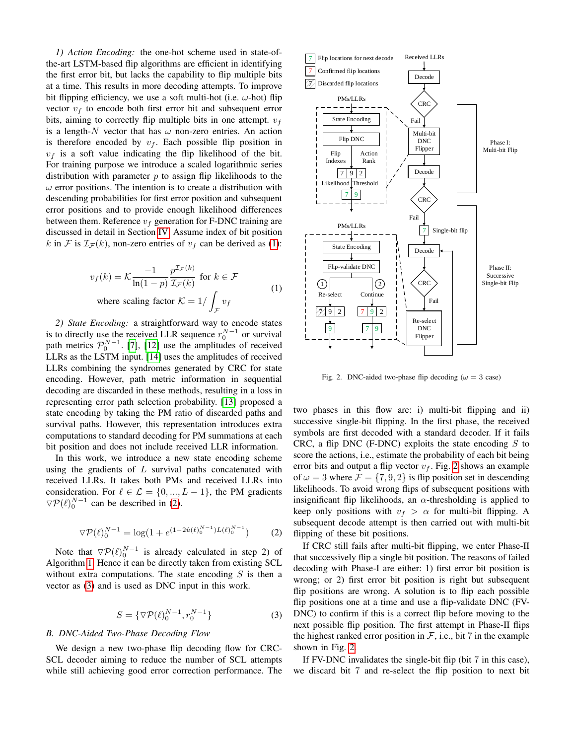*1) Action Encoding:* the one-hot scheme used in state-of-the-art LSTM-based flip algorithms are efficient in identifying the first error bit, but lacks the capability to flip multiple bits at a time. This results in more decoding attempts. To improve bit flipping efficiency, we use a soft multi-hot (i.e. $\omega$-hot) flip vector $v_f$ to encode both first error bit and subsequent error bits, aiming to correctly flip multiple bits in one attempt. $v_f$ is a length-$N$ vector that has $\omega$ non-zero entries. An action is therefore encoded by $v_f$. Each possible flip position in $v_f$ is a soft value indicating the flip likelihood of the bit. For training purpose we introduce a scaled logarithmic series distribution with parameter $p$ to assign flip likelihoods to the $\omega$ error positions. The intention is to create a distribution with descending probabilities for first error position and subsequent error positions and to provide enough likelihood differences between them. Reference $v_f$ generation for F-DNC training are discussed in detail in Section IV. Assume index of bit position $k$ in $\mathcal{F}$ is $\mathcal{I}_\mathcal{F}(k)$, non-zero entries of $v_f$ can be derived as (1):

$$v_f(k) = \mathcal{K}\frac{-1}{\ln(1-p)}\frac{p^{\mathcal{I}_\mathcal{F}(k)}}{\mathcal{I}_\mathcal{F}(k)} \text{ for } k \in \mathcal{F}$$
$$\text{where scaling factor } \mathcal{K} = 1/\int_{\mathcal{F}} v_f \tag{1}$$

*2) State Encoding:* a straightforward way to encode states is to directly use the received LLR sequence $r_0^{N-1}$ or survival path metrics $\mathcal{P}_0^{N-1}$. [7], [12] use the amplitudes of received LLRs as the LSTM input. [14] uses the amplitudes of received LLRs combining the syndromes generated by CRC for state encoding. However, path metric information in sequential decoding are discarded in these methods, resulting in a loss in representing error path selection probability. [13] proposed a state encoding by taking the PM ratio of discarded paths and survival paths. However, this representation introduces extra computations to standard decoding for PM summations at each bit position and does not include received LLR information.

In this work, we introduce a new state encoding scheme using the gradients of $L$ survival paths concatenated with received LLRs. It takes both PMs and received LLRs into consideration. For $\ell \in \mathcal{L} = \{0, ..., L-1\}$, the PM gradients $\triangledown\mathcal{P}(\ell)_0^{N-1}$ can be described in (2).

$$\triangledown\mathcal{P}(\ell)_0^{N-1} = \log(1 + e^{(1-2\hat{u}(\ell)_0^{N-1})L(\ell)_0^{N-1}}) \tag{2}$$

Note that $\triangledown\mathcal{P}(\ell)_0^{N-1}$ is already calculated in step 2) of Algorithm 1. Hence it can be directly taken from existing SCL without extra computations. The state encoding $S$ is then a vector as (3) and is used as DNC input in this work.

$$S = \{\triangledown\mathcal{P}(\ell)_0^{N-1}, r_0^{N-1}\} \tag{3}$$

### B. DNC-Aided Two-Phase Decoding Flow

We design a new two-phase flip decoding flow for CRC-SCL decoder aiming to reduce the number of SCL attempts while still achieving good error correction performance. The two phases in this flow are: i) multi-bit flipping and ii) successive single-bit flipping. In the first phase, the received symbols are first decoded with a standard decoder. If it fails CRC, a flip DNC (F-DNC) exploits the state encoding $S$ to score the actions, i.e., estimate the probability of each bit being error bits and output a flip vector $v_f$. Fig. 2 shows an example of $\omega = 3$ where $\mathcal{F} = \{7, 9, 2\}$ is flip position set in descending likelihoods. To avoid wrong flips of subsequent positions with insignificant flip likelihoods, an $\alpha$-thresholding is applied to keep only positions with $v_f > \alpha$ for multi-bit flipping. A subsequent decode attempt is then carried out with multi-bit flipping of these bit positions.

Fig. 2. DNC-aided two-phase flip decoding ($\omega = 3$ case)

If CRC still fails after multi-bit flipping, we enter Phase-II that successively flip a single bit position. The reasons of failed decoding with Phase-I are either: 1) first error bit position is wrong; or 2) first error bit position is right but subsequent flip positions are wrong. A solution is to flip each possible flip positions one at a time and use a flip-validate DNC (FV-DNC) to confirm if this is a correct flip before moving to the next possible flip position. The first attempt in Phase-II flips the highest ranked error position in $\mathcal{F}$, i.e., bit 7 in the example shown in Fig. 2.

If FV-DNC invalidates the single-bit flip (bit 7 in this case), we discard bit 7 and re-select the flip position to next bit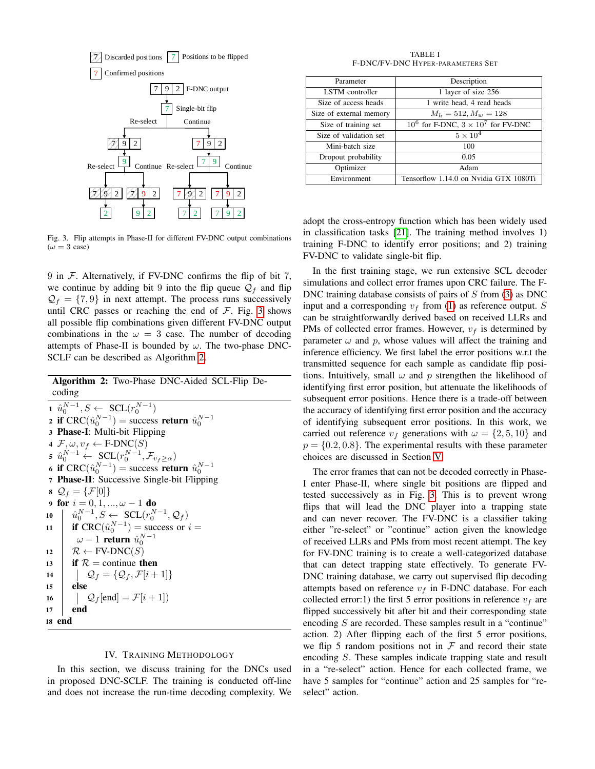Fig. 3. Flip attempts in Phase-II for different FV-DNC output combinations ($\omega = 3$ case)

9 in $\mathcal{F}$. Alternatively, if FV-DNC confirms the flip of bit 7, we continue by adding bit 9 into the flip queue $\mathcal{Q}_f$ and flip $\mathcal{Q}_f = \{7, 9\}$ in next attempt. The process runs successively until CRC passes or reaching the end of $\mathcal{F}$. Fig. 3 shows all possible flip combinations given different FV-DNC output combinations in the $\omega = 3$ case. The number of decoding attempts of Phase-II is bounded by $\omega$. The two-phase DNC-SCLF can be described as Algorithm 2.

**Algorithm 2:** Two-Phase DNC-Aided SCL-Flip Decoding

```
1  û_0^{N-1}, S ← SCL(r_0^{N-1})
2  if CRC(û_0^{N-1}) = success return û_0^{N-1}
3  Phase-I: Multi-bit Flipping
4  F, ω, v_f ← F-DNC(S)
5  û_0^{N-1} ← SCL(r_0^{N-1}, F_{v_f ≥ α})
6  if CRC(û_0^{N-1}) = success return û_0^{N-1}
7  Phase-II: Successive Single-bit Flipping
8  Q_f = {F[0]}
9  for i = 0, 1, ..., ω − 1 do
10     û_0^{N-1}, S ← SCL(r_0^{N-1}, Q_f)
11     if CRC(û_0^{N-1}) = success or i = ω − 1 return û_0^{N-1}
12     R ← FV-DNC(S)
13     if R = continue then
14         Q_f = {Q_f, F[i + 1]}
15     else
16         Q_f[end] = F[i + 1])
17     end
18 end
```

## IV. Training Methodology

In this section, we discuss training for the DNCs used in proposed DNC-SCLF. The training is conducted off-line and does not increase the run-time decoding complexity. We adopt the cross-entropy function which has been widely used in classification tasks [21]. The training method involves 1) training F-DNC to identify error positions; and 2) training FV-DNC to validate single-bit flip.

TABLE I
F-DNC/FV-DNC Hyper-parameters Set

| Parameter | Description |
|---|---|
| LSTM controller | 1 layer of size 256 |
| Size of access heads | 1 write head, 4 read heads |
| Size of external memory | $M_h = 512, M_w = 128$ |
| Size of training set | $10^6$ for F-DNC, $3 \times 10^7$ for FV-DNC |
| Size of validation set | $5 \times 10^4$ |
| Mini-batch size | 100 |
| Dropout probability | 0.05 |
| Optimizer | Adam |
| Environment | Tensorflow 1.14.0 on Nvidia GTX 1080Ti |

In the first training stage, we run extensive SCL decoder simulations and collect error frames upon CRC failure. The F-DNC training database consists of pairs of $S$ from (3) as DNC input and a corresponding $v_f$ from (1) as reference output. $S$ can be straightforwardly derived based on received LLRs and PMs of collected error frames. However, $v_f$ is determined by parameter $\omega$ and $p$, whose values will affect the training and inference efficiency. We first label the error positions w.r.t the transmitted sequence for each sample as candidate flip positions. Intuitively, small $\omega$ and $p$ strengthen the likelihood of identifying first error position, but attenuate the likelihoods of subsequent error positions. Hence there is a trade-off between the accuracy of identifying first error position and the accuracy of identifying subsequent error positions. In this work, we carried out reference $v_f$ generations with $\omega = \{2, 5, 10\}$ and $p = \{0.2, 0.8\}$. The experimental results with these parameter choices are discussed in Section V.

The error frames that can not be decoded correctly in Phase-I enter Phase-II, where single bit positions are flipped and tested successively as in Fig. 3. This is to prevent wrong flips that will lead the DNC player into a trapping state and can never recover. The FV-DNC is a classifier taking either "re-select" or "continue" action given the knowledge of received LLRs and PMs from most recent attempt. The key for FV-DNC training is to create a well-categorized database that can detect trapping state effectively. To generate FV-DNC training database, we carry out supervised flip decoding attempts based on reference $v_f$ in F-DNC database. For each collected error:1) the first 5 error positions in reference $v_f$ are flipped successively bit after bit and their corresponding state encoding $S$ are recorded. These samples result in a "continue" action. 2) After flipping each of the first 5 error positions, we flip 5 random positions not in $\mathcal{F}$ and record their state encoding $S$. These samples indicate trapping state and result in a "re-select" action. Hence for each collected frame, we have 5 samples for "continue" action and 25 samples for "re-select" action.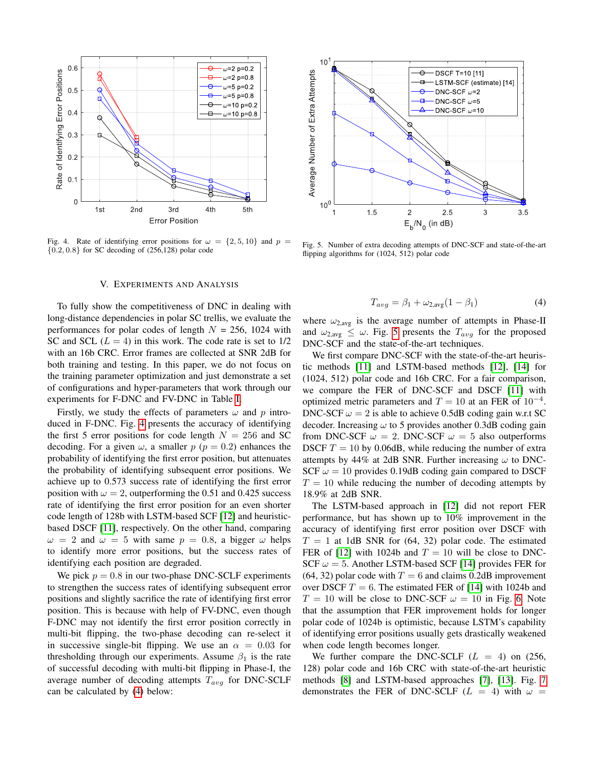Fig. 4. Rate of identifying error positions for $\omega = \{2, 5, 10\}$ and $p = \{0.2, 0.8\}$ for SC decoding of (256,128) polar code

Fig. 5. Number of extra decoding attempts of DNC-SCF and state-of-the-art flipping algorithms for (1024, 512) polar code

## V. EXPERIMENTS AND ANALYSIS

To fully show the competitiveness of DNC in dealing with long-distance dependencies in polar SC trellis, we evaluate the performances for polar codes of length $N$ = 256, 1024 with SC and SCL ($L = 4$) in this work. The code rate is set to 1/2 with an 16b CRC. Error frames are collected at SNR 2dB for both training and testing. In this paper, we do not focus on the training parameter optimization and just demonstrate a set of configurations and hyper-parameters that work through our experiments for F-DNC and FV-DNC in Table I.

Firstly, we study the effects of parameters $\omega$ and $p$ introduced in F-DNC. Fig. 4 presents the accuracy of identifying the first 5 error positions for code length $N = 256$ and SC decoding. For a given $\omega$, a smaller $p$ ($p = 0.2$) enhances the probability of identifying the first error position, but attenuates the probability of identifying subsequent error positions. We achieve up to 0.573 success rate of identifying the first error position with $\omega = 2$, outperforming the 0.51 and 0.425 success rate of identifying the first error position for an even shorter code length of 128b with LSTM-based SCF [12] and heuristic-based DSCF [11], respectively. On the other hand, comparing $\omega = 2$ and $\omega = 5$ with same $p = 0.8$, a bigger $\omega$ helps to identify more error positions, but the success rates of identifying each position are degraded.

We pick $p = 0.8$ in our two-phase DNC-SCLF experiments to strengthen the success rates of identifying subsequent error positions and slightly sacrifice the rate of identifying first error position. This is because with help of FV-DNC, even though F-DNC may not identify the first error position correctly in multi-bit flipping, the two-phase decoding can re-select it in successive single-bit flipping. We use an $\alpha = 0.03$ for thresholding through our experiments. Assume $\beta_1$ is the rate of successful decoding with multi-bit flipping in Phase-I, the average number of decoding attempts $T_{avg}$ for DNC-SCLF can be calculated by (4) below:

$$T_{avg} = \beta_1 + \omega_{2,\text{avg}}(1 - \beta_1) \tag{4}$$

where $\omega_{2,\text{avg}}$ is the average number of attempts in Phase-II and $\omega_{2,\text{avg}} \leq \omega$. Fig. 5 presents the $T_{avg}$ for the proposed DNC-SCF and the state-of-the-art techniques.

We first compare DNC-SCF with the state-of-the-art heuristic methods [11] and LSTM-based methods [12], [14] for (1024, 512) polar code and 16b CRC. For a fair comparison, we compare the FER of DNC-SCF and DSCF [11] with optimized metric parameters and $T = 10$ at an FER of $10^{-4}$. DNC-SCF $\omega = 2$ is able to achieve 0.5dB coding gain w.r.t SC decoder. Increasing $\omega$ to 5 provides another 0.3dB coding gain from DNC-SCF $\omega = 2$. DNC-SCF $\omega = 5$ also outperforms DSCF $T = 10$ by 0.06dB, while reducing the number of extra attempts by 44% at 2dB SNR. Further increasing $\omega$ to DNC-SCF $\omega = 10$ provides 0.19dB coding gain compared to DSCF $T = 10$ while reducing the number of decoding attempts by 18.9% at 2dB SNR.

The LSTM-based approach in [12] did not report FER performance, but has shown up to 10% improvement in the accuracy of identifying first error position over DSCF with $T = 1$ at 1dB SNR for (64, 32) polar code. The estimated FER of [12] with 1024b and $T = 10$ will be close to DNC-SCF $\omega = 5$. Another LSTM-based SCF [14] provides FER for (64, 32) polar code with $T = 6$ and claims 0.2dB improvement over DSCF $T = 6$. The estimated FER of [14] with 1024b and $T = 10$ will be close to DNC-SCF $\omega = 10$ in Fig. 6. Note that the assumption that FER improvement holds for longer polar code of 1024b is optimistic, because LSTM's capability of identifying error positions usually gets drastically weakened when code length becomes longer.

We further compare the DNC-SCLF ($L = 4$) on (256, 128) polar code and 16b CRC with state-of-the-art heuristic methods [8] and LSTM-based approaches [7], [13]. Fig. 7 demonstrates the FER of DNC-SCLF ($L = 4$) with $\omega =$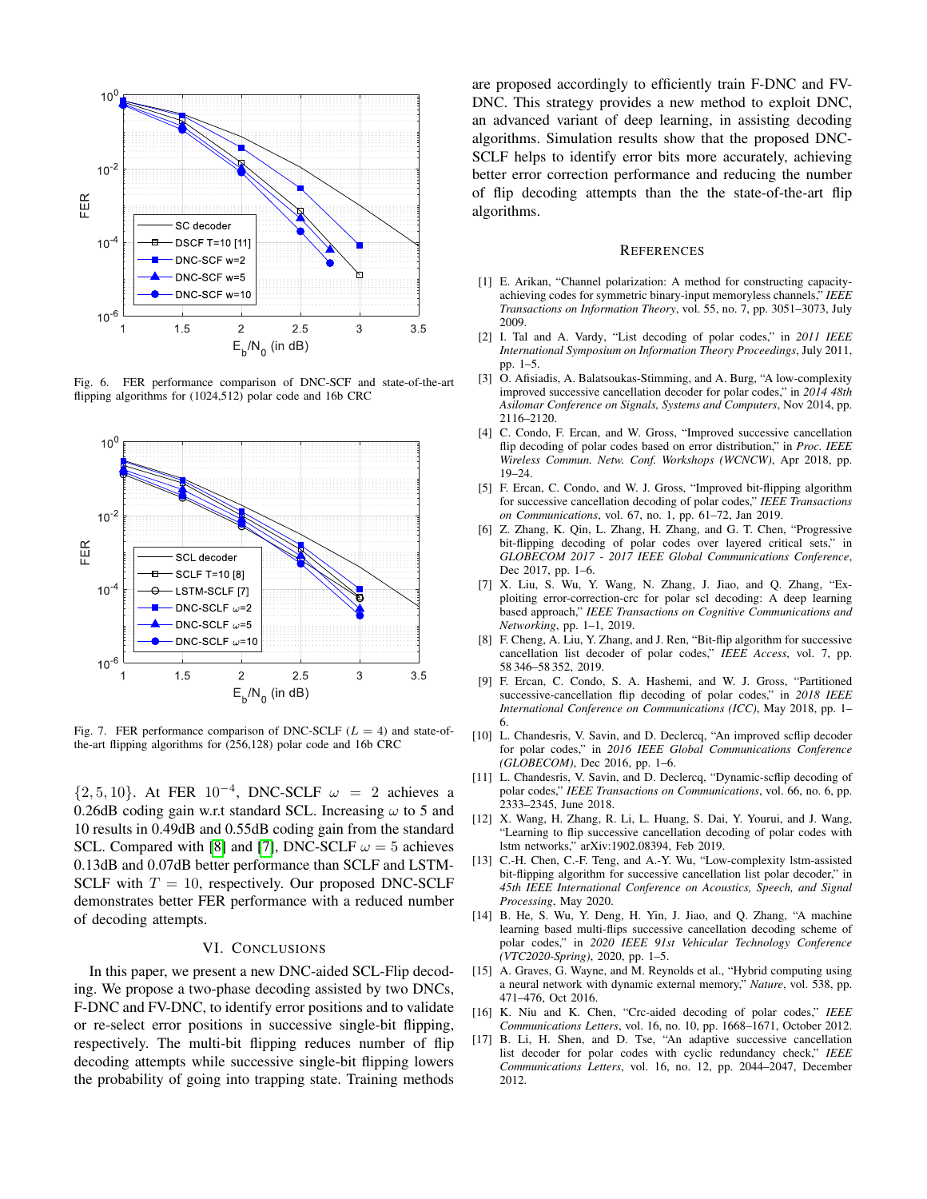Fig. 6. FER performance comparison of DNC-SCF and state-of-the-art flipping algorithms for (1024,512) polar code and 16b CRC

Fig. 7. FER performance comparison of DNC-SCLF ($L = 4$) and state-of-the-art flipping algorithms for (256,128) polar code and 16b CRC

$\{2, 5, 10\}$. At FER $10^{-4}$, DNC-SCLF $\omega = 2$ achieves a 0.26dB coding gain w.r.t standard SCL. Increasing $\omega$ to 5 and 10 results in 0.49dB and 0.55dB coding gain from the standard SCL. Compared with [8] and [7], DNC-SCLF $\omega = 5$ achieves 0.13dB and 0.07dB better performance than SCLF and LSTM-SCLF with $T = 10$, respectively. Our proposed DNC-SCLF demonstrates better FER performance with a reduced number of decoding attempts.

## VI. Conclusions

In this paper, we present a new DNC-aided SCL-Flip decoding. We propose a two-phase decoding assisted by two DNCs, F-DNC and FV-DNC, to identify error positions and to validate or re-select error positions in successive single-bit flipping, respectively. The multi-bit flipping reduces number of flip decoding attempts while successive single-bit flipping lowers the probability of going into trapping state. Training methods are proposed accordingly to efficiently train F-DNC and FV-DNC. This strategy provides a new method to exploit DNC, an advanced variant of deep learning, in assisting decoding algorithms. Simulation results show that the proposed DNC-SCLF helps to identify error bits more accurately, achieving better error correction performance and reducing the number of flip decoding attempts than the the state-of-the-art flip algorithms.

## References

[1] E. Arikan, "Channel polarization: A method for constructing capacity-achieving codes for symmetric binary-input memoryless channels," *IEEE Transactions on Information Theory*, vol. 55, no. 7, pp. 3051–3073, July 2009.

[2] I. Tal and A. Vardy, "List decoding of polar codes," in *2011 IEEE International Symposium on Information Theory Proceedings*, July 2011, pp. 1–5.

[3] O. Afisiadis, A. Balatsoukas-Stimming, and A. Burg, "A low-complexity improved successive cancellation decoder for polar codes," in *2014 48th Asilomar Conference on Signals, Systems and Computers*, Nov 2014, pp. 2116–2120.

[4] C. Condo, F. Ercan, and W. Gross, "Improved successive cancellation flip decoding of polar codes based on error distribution," in *Proc. IEEE Wireless Commun. Netw. Conf. Workshops (WCNCW)*, Apr 2018, pp. 19–24.

[5] F. Ercan, C. Condo, and W. J. Gross, "Improved bit-flipping algorithm for successive cancellation decoding of polar codes," *IEEE Transactions on Communications*, vol. 67, no. 1, pp. 61–72, Jan 2019.

[6] Z. Zhang, K. Qin, L. Zhang, H. Zhang, and G. T. Chen, "Progressive bit-flipping decoding of polar codes over layered critical sets," in *GLOBECOM 2017 - 2017 IEEE Global Communications Conference*, Dec 2017, pp. 1–6.

[7] X. Liu, S. Wu, Y. Wang, N. Zhang, J. Jiao, and Q. Zhang, "Exploiting error-correction-crc for polar scl decoding: A deep learning based approach," *IEEE Transactions on Cognitive Communications and Networking*, pp. 1–1, 2019.

[8] F. Cheng, A. Liu, Y. Zhang, and J. Ren, "Bit-flip algorithm for successive cancellation list decoder of polar codes," *IEEE Access*, vol. 7, pp. 58 346–58 352, 2019.

[9] F. Ercan, C. Condo, S. A. Hashemi, and W. J. Gross, "Partitioned successive-cancellation flip decoding of polar codes," in *2018 IEEE International Conference on Communications (ICC)*, May 2018, pp. 1–6.

[10] L. Chandesris, V. Savin, and D. Declercq, "An improved scflip decoder for polar codes," in *2016 IEEE Global Communications Conference (GLOBECOM)*, Dec 2016, pp. 1–6.

[11] L. Chandesris, V. Savin, and D. Declercq, "Dynamic-scflip decoding of polar codes," *IEEE Transactions on Communications*, vol. 66, no. 6, pp. 2333–2345, June 2018.

[12] X. Wang, H. Zhang, R. Li, L. Huang, S. Dai, Y. Yourui, and J. Wang, "Learning to flip successive cancellation decoding of polar codes with lstm networks," arXiv:1902.08394, Feb 2019.

[13] C.-H. Chen, C.-F. Teng, and A.-Y. Wu, "Low-complexity lstm-assisted bit-flipping algorithm for successive cancellation list polar decoder," in *45th IEEE International Conference on Acoustics, Speech, and Signal Processing*, May 2020.

[14] B. He, S. Wu, Y. Deng, H. Yin, J. Jiao, and Q. Zhang, "A machine learning based multi-flips successive cancellation decoding scheme of polar codes," in *2020 IEEE 91st Vehicular Technology Conference (VTC2020-Spring)*, 2020, pp. 1–5.

[15] A. Graves, G. Wayne, and M. Reynolds et al., "Hybrid computing using a neural network with dynamic external memory," *Nature*, vol. 538, pp. 471–476, Oct 2016.

[16] K. Niu and K. Chen, "Crc-aided decoding of polar codes," *IEEE Communications Letters*, vol. 16, no. 10, pp. 1668–1671, October 2012.

[17] B. Li, H. Shen, and D. Tse, "An adaptive successive cancellation list decoder for polar codes with cyclic redundancy check," *IEEE Communications Letters*, vol. 16, no. 12, pp. 2044–2047, December 2012.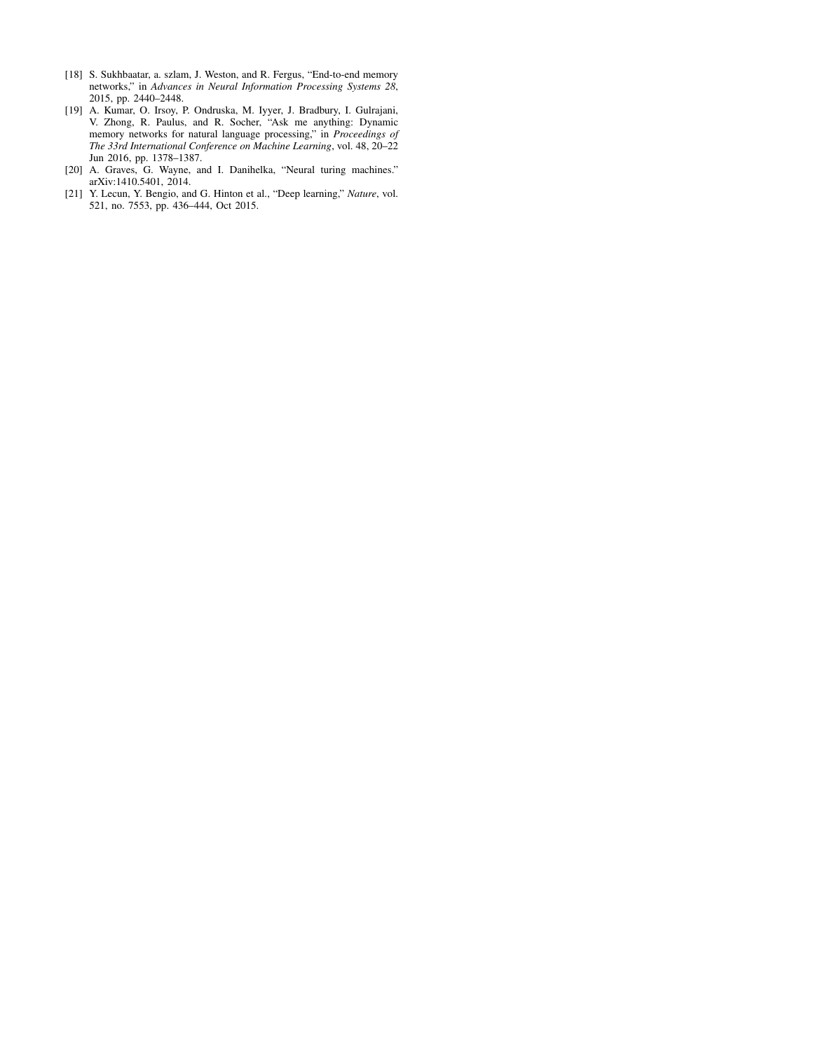[18] S. Sukhbaatar, a. szlam, J. Weston, and R. Fergus, "End-to-end memory networks," in *Advances in Neural Information Processing Systems 28*, 2015, pp. 2440–2448.

[19] A. Kumar, O. Irsoy, P. Ondruska, M. Iyyer, J. Bradbury, I. Gulrajani, V. Zhong, R. Paulus, and R. Socher, "Ask me anything: Dynamic memory networks for natural language processing," in *Proceedings of The 33rd International Conference on Machine Learning*, vol. 48, 20–22 Jun 2016, pp. 1378–1387.

[20] A. Graves, G. Wayne, and I. Danihelka, "Neural turing machines." arXiv:1410.5401, 2014.

[21] Y. Lecun, Y. Bengio, and G. Hinton et al., "Deep learning," *Nature*, vol. 521, no. 7553, pp. 436–444, Oct 2015.